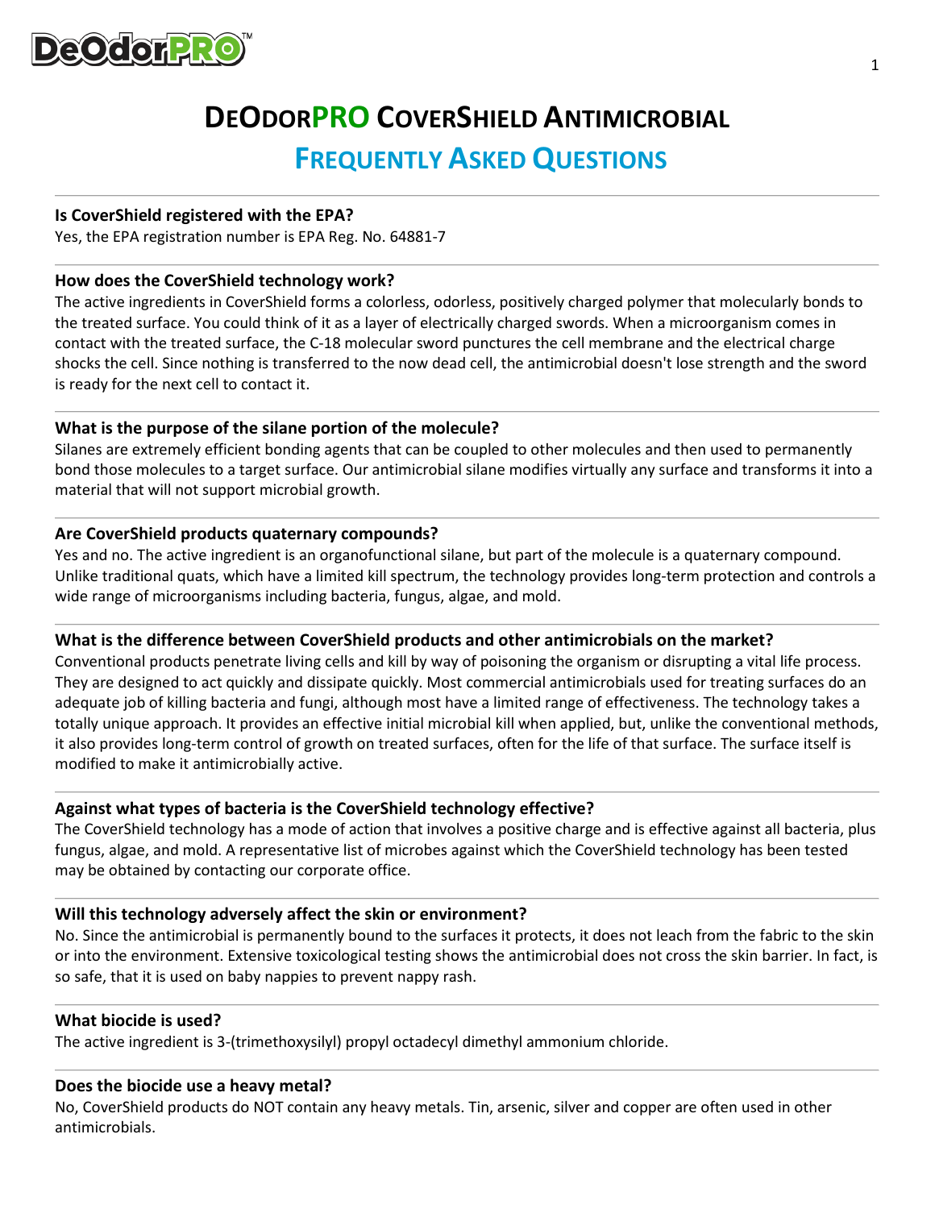# DeOdorPRO CoverShield Antimicrobial

## Frequently Asked Questions

**Is CoverShield registered with the EPA?**

Yes, the EPA registration number is EPA Reg. No. 64881-7

**How does the CoverShield technology work?**

The active ingredients in CoverShield forms a colorless, odorless, positively charged polymer that molecularly bonds to the treated surface. You could think of it as a layer of electrically charged swords. When a microorganism comes in contact with the treated surface, the C-18 molecular sword punctures the cell membrane and the electrical charge shocks the cell. Since nothing is transferred to the now dead cell, the antimicrobial doesn't lose strength and the sword is ready for the next cell to contact it.

**What is the purpose of the silane portion of the molecule?**

Silanes are extremely efficient bonding agents that can be coupled to other molecules and then used to permanently bond those molecules to a target surface. Our antimicrobial silane modifies virtually any surface and transforms it into a material that will not support microbial growth.

**Are CoverShield products quaternary compounds?**

Yes and no. The active ingredient is an organofunctional silane, but part of the molecule is a quaternary compound. Unlike traditional quats, which have a limited kill spectrum, the technology provides long-term protection and controls a wide range of microorganisms including bacteria, fungus, algae, and mold.

**What is the difference between CoverShield products and other antimicrobials on the market?**

Conventional products penetrate living cells and kill by way of poisoning the organism or disrupting a vital life process. They are designed to act quickly and dissipate quickly. Most commercial antimicrobials used for treating surfaces do an adequate job of killing bacteria and fungi, although most have a limited range of effectiveness. The technology takes a totally unique approach. It provides an effective initial microbial kill when applied, but, unlike the conventional methods, it also provides long-term control of growth on treated surfaces, often for the life of that surface. The surface itself is modified to make it antimicrobially active.

**Against what types of bacteria is the CoverShield technology effective?**

The CoverShield technology has a mode of action that involves a positive charge and is effective against all bacteria, plus fungus, algae, and mold. A representative list of microbes against which the CoverShield technology has been tested may be obtained by contacting our corporate office.

**Will this technology adversely affect the skin or environment?**

No. Since the antimicrobial is permanently bound to the surfaces it protects, it does not leach from the fabric to the skin or into the environment. Extensive toxicological testing shows the antimicrobial does not cross the skin barrier. In fact, is so safe, that it is used on baby nappies to prevent nappy rash.

**What biocide is used?**

The active ingredient is 3-(trimethoxysilyl) propyl octadecyl dimethyl ammonium chloride.

**Does the biocide use a heavy metal?**

No, CoverShield products do NOT contain any heavy metals. Tin, arsenic, silver and copper are often used in other antimicrobials.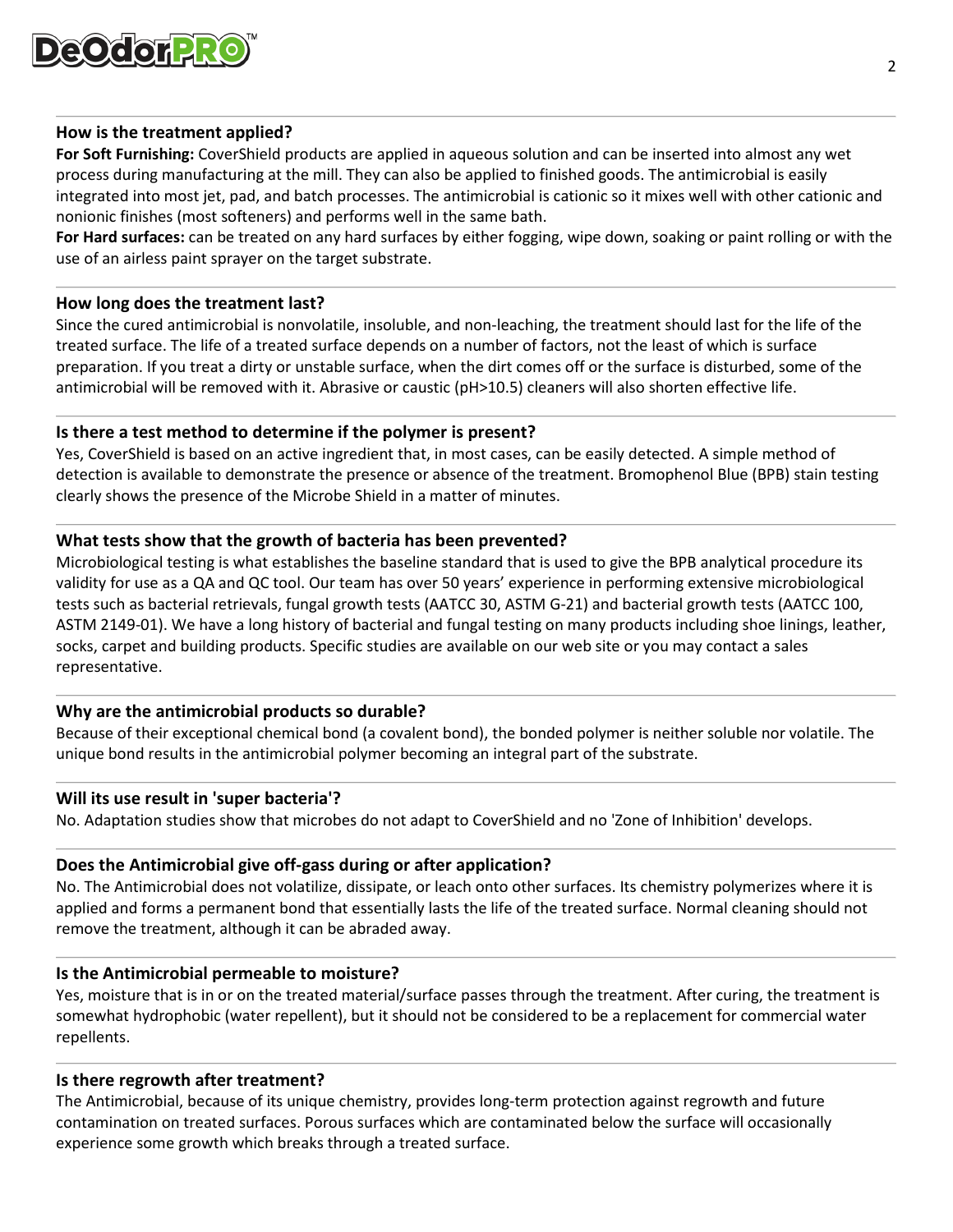### How is the treatment applied?

**For Soft Furnishing:** CoverShield products are applied in aqueous solution and can be inserted into almost any wet process during manufacturing at the mill. They can also be applied to finished goods. The antimicrobial is easily integrated into most jet, pad, and batch processes. The antimicrobial is cationic so it mixes well with other cationic and nonionic finishes (most softeners) and performs well in the same bath.

**For Hard surfaces:** can be treated on any hard surfaces by either fogging, wipe down, soaking or paint rolling or with the use of an airless paint sprayer on the target substrate.

### How long does the treatment last?

Since the cured antimicrobial is nonvolatile, insoluble, and non-leaching, the treatment should last for the life of the treated surface. The life of a treated surface depends on a number of factors, not the least of which is surface preparation. If you treat a dirty or unstable surface, when the dirt comes off or the surface is disturbed, some of the antimicrobial will be removed with it. Abrasive or caustic (pH>10.5) cleaners will also shorten effective life.

### Is there a test method to determine if the polymer is present?

Yes, CoverShield is based on an active ingredient that, in most cases, can be easily detected. A simple method of detection is available to demonstrate the presence or absence of the treatment. Bromophenol Blue (BPB) stain testing clearly shows the presence of the Microbe Shield in a matter of minutes.

### What tests show that the growth of bacteria has been prevented?

Microbiological testing is what establishes the baseline standard that is used to give the BPB analytical procedure its validity for use as a QA and QC tool. Our team has over 50 years' experience in performing extensive microbiological tests such as bacterial retrievals, fungal growth tests (AATCC 30, ASTM G-21) and bacterial growth tests (AATCC 100, ASTM 2149-01). We have a long history of bacterial and fungal testing on many products including shoe linings, leather, socks, carpet and building products. Specific studies are available on our web site or you may contact a sales representative.

### Why are the antimicrobial products so durable?

Because of their exceptional chemical bond (a covalent bond), the bonded polymer is neither soluble nor volatile. The unique bond results in the antimicrobial polymer becoming an integral part of the substrate.

### Will its use result in 'super bacteria'?

No. Adaptation studies show that microbes do not adapt to CoverShield and no 'Zone of Inhibition' develops.

### Does the Antimicrobial give off-gass during or after application?

No. The Antimicrobial does not volatilize, dissipate, or leach onto other surfaces. Its chemistry polymerizes where it is applied and forms a permanent bond that essentially lasts the life of the treated surface. Normal cleaning should not remove the treatment, although it can be abraded away.

### Is the Antimicrobial permeable to moisture?

Yes, moisture that is in or on the treated material/surface passes through the treatment. After curing, the treatment is somewhat hydrophobic (water repellent), but it should not be considered to be a replacement for commercial water repellents.

### Is there regrowth after treatment?

The Antimicrobial, because of its unique chemistry, provides long-term protection against regrowth and future contamination on treated surfaces. Porous surfaces which are contaminated below the surface will occasionally experience some growth which breaks through a treated surface.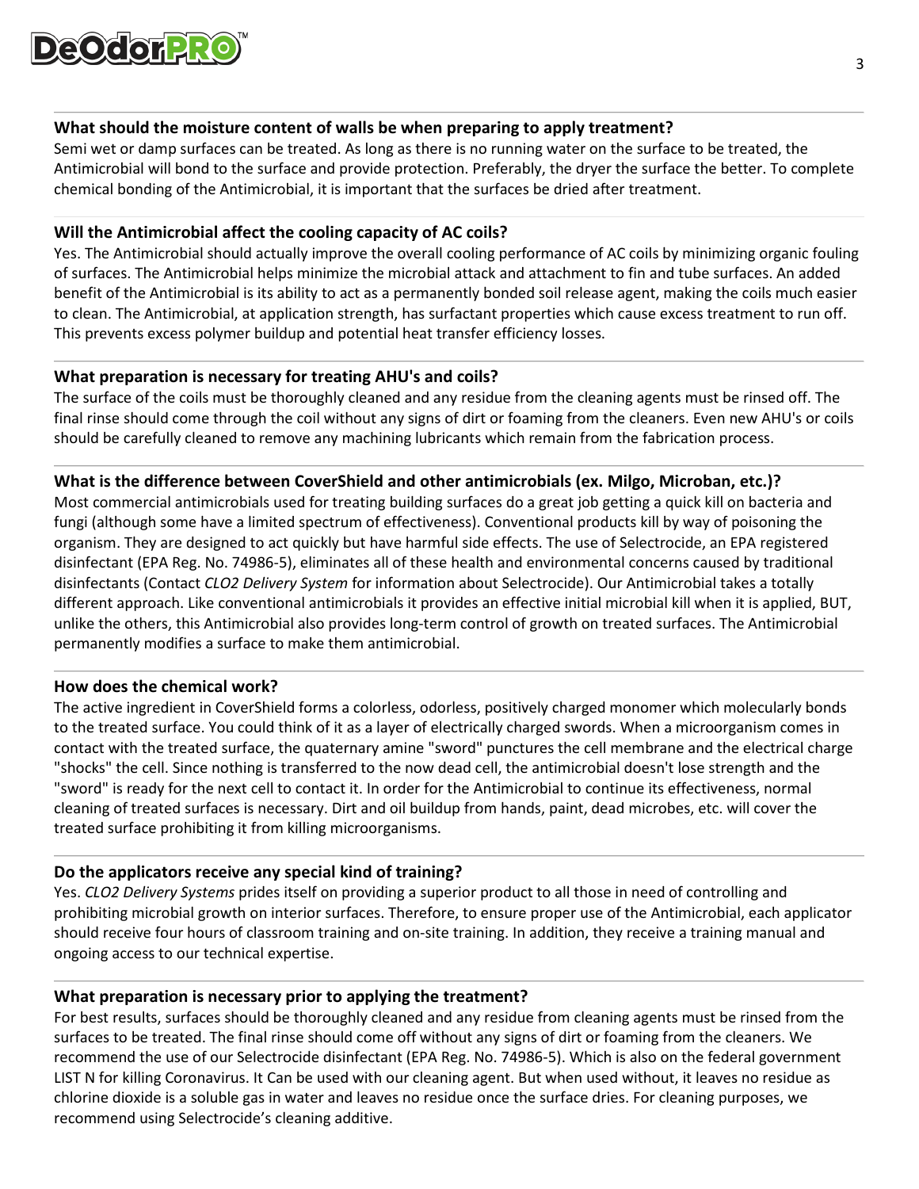### What should the moisture content of walls be when preparing to apply treatment?

Semi wet or damp surfaces can be treated. As long as there is no running water on the surface to be treated, the Antimicrobial will bond to the surface and provide protection. Preferably, the dryer the surface the better. To complete chemical bonding of the Antimicrobial, it is important that the surfaces be dried after treatment.

### Will the Antimicrobial affect the cooling capacity of AC coils?

Yes. The Antimicrobial should actually improve the overall cooling performance of AC coils by minimizing organic fouling of surfaces. The Antimicrobial helps minimize the microbial attack and attachment to fin and tube surfaces. An added benefit of the Antimicrobial is its ability to act as a permanently bonded soil release agent, making the coils much easier to clean. The Antimicrobial, at application strength, has surfactant properties which cause excess treatment to run off. This prevents excess polymer buildup and potential heat transfer efficiency losses.

### What preparation is necessary for treating AHU's and coils?

The surface of the coils must be thoroughly cleaned and any residue from the cleaning agents must be rinsed off. The final rinse should come through the coil without any signs of dirt or foaming from the cleaners. Even new AHU's or coils should be carefully cleaned to remove any machining lubricants which remain from the fabrication process.

### What is the difference between CoverShield and other antimicrobials (ex. Milgo, Microban, etc.)?

Most commercial antimicrobials used for treating building surfaces do a great job getting a quick kill on bacteria and fungi (although some have a limited spectrum of effectiveness). Conventional products kill by way of poisoning the organism. They are designed to act quickly but have harmful side effects. The use of Selectrocide, an EPA registered disinfectant (EPA Reg. No. 74986-5), eliminates all of these health and environmental concerns caused by traditional disinfectants (Contact *CLO2 Delivery System* for information about Selectrocide). Our Antimicrobial takes a totally different approach. Like conventional antimicrobials it provides an effective initial microbial kill when it is applied, BUT, unlike the others, this Antimicrobial also provides long-term control of growth on treated surfaces. The Antimicrobial permanently modifies a surface to make them antimicrobial.

### How does the chemical work?

The active ingredient in CoverShield forms a colorless, odorless, positively charged monomer which molecularly bonds to the treated surface. You could think of it as a layer of electrically charged swords. When a microorganism comes in contact with the treated surface, the quaternary amine "sword" punctures the cell membrane and the electrical charge "shocks" the cell. Since nothing is transferred to the now dead cell, the antimicrobial doesn't lose strength and the "sword" is ready for the next cell to contact it. In order for the Antimicrobial to continue its effectiveness, normal cleaning of treated surfaces is necessary. Dirt and oil buildup from hands, paint, dead microbes, etc. will cover the treated surface prohibiting it from killing microorganisms.

### Do the applicators receive any special kind of training?

Yes. *CLO2 Delivery Systems* prides itself on providing a superior product to all those in need of controlling and prohibiting microbial growth on interior surfaces. Therefore, to ensure proper use of the Antimicrobial, each applicator should receive four hours of classroom training and on-site training. In addition, they receive a training manual and ongoing access to our technical expertise.

### What preparation is necessary prior to applying the treatment?

For best results, surfaces should be thoroughly cleaned and any residue from cleaning agents must be rinsed from the surfaces to be treated. The final rinse should come off without any signs of dirt or foaming from the cleaners. We recommend the use of our Selectrocide disinfectant (EPA Reg. No. 74986-5). Which is also on the federal government LIST N for killing Coronavirus. It Can be used with our cleaning agent. But when used without, it leaves no residue as chlorine dioxide is a soluble gas in water and leaves no residue once the surface dries. For cleaning purposes, we recommend using Selectrocide's cleaning additive.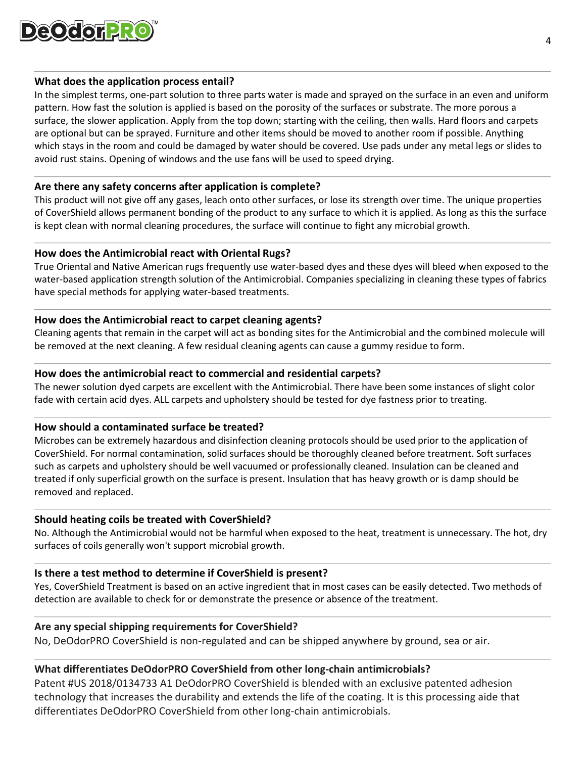### What does the application process entail?

In the simplest terms, one-part solution to three parts water is made and sprayed on the surface in an even and uniform pattern. How fast the solution is applied is based on the porosity of the surfaces or substrate. The more porous a surface, the slower application. Apply from the top down; starting with the ceiling, then walls. Hard floors and carpets are optional but can be sprayed. Furniture and other items should be moved to another room if possible. Anything which stays in the room and could be damaged by water should be covered. Use pads under any metal legs or slides to avoid rust stains. Opening of windows and the use fans will be used to speed drying.

### Are there any safety concerns after application is complete?

This product will not give off any gases, leach onto other surfaces, or lose its strength over time. The unique properties of CoverShield allows permanent bonding of the product to any surface to which it is applied. As long as this the surface is kept clean with normal cleaning procedures, the surface will continue to fight any microbial growth.

### How does the Antimicrobial react with Oriental Rugs?

True Oriental and Native American rugs frequently use water-based dyes and these dyes will bleed when exposed to the water-based application strength solution of the Antimicrobial. Companies specializing in cleaning these types of fabrics have special methods for applying water-based treatments.

### How does the Antimicrobial react to carpet cleaning agents?

Cleaning agents that remain in the carpet will act as bonding sites for the Antimicrobial and the combined molecule will be removed at the next cleaning. A few residual cleaning agents can cause a gummy residue to form.

### How does the antimicrobial react to commercial and residential carpets?

The newer solution dyed carpets are excellent with the Antimicrobial. There have been some instances of slight color fade with certain acid dyes. ALL carpets and upholstery should be tested for dye fastness prior to treating.

### How should a contaminated surface be treated?

Microbes can be extremely hazardous and disinfection cleaning protocols should be used prior to the application of CoverShield. For normal contamination, solid surfaces should be thoroughly cleaned before treatment. Soft surfaces such as carpets and upholstery should be well vacuumed or professionally cleaned. Insulation can be cleaned and treated if only superficial growth on the surface is present. Insulation that has heavy growth or is damp should be removed and replaced.

### Should heating coils be treated with CoverShield?

No. Although the Antimicrobial would not be harmful when exposed to the heat, treatment is unnecessary. The hot, dry surfaces of coils generally won't support microbial growth.

### Is there a test method to determine if CoverShield is present?

Yes, CoverShield Treatment is based on an active ingredient that in most cases can be easily detected. Two methods of detection are available to check for or demonstrate the presence or absence of the treatment.

### Are any special shipping requirements for CoverShield?

No, DeOdorPRO CoverShield is non-regulated and can be shipped anywhere by ground, sea or air.

### What differentiates DeOdorPRO CoverShield from other long-chain antimicrobials?

Patent #US 2018/0134733 A1 DeOdorPRO CoverShield is blended with an exclusive patented adhesion technology that increases the durability and extends the life of the coating. It is this processing aide that differentiates DeOdorPRO CoverShield from other long-chain antimicrobials.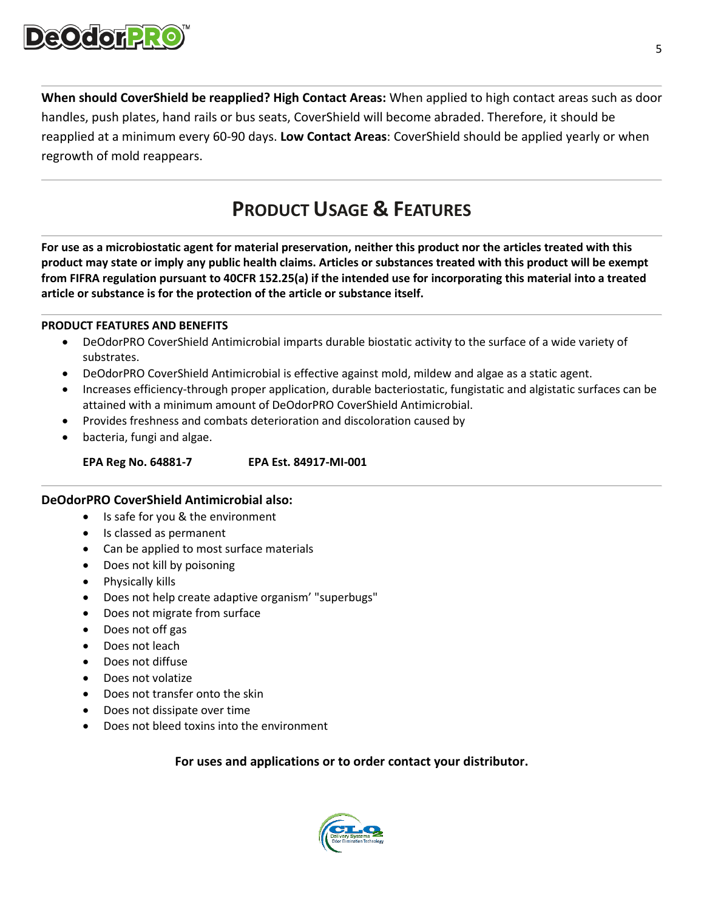**When should CoverShield be reapplied? High Contact Areas:** When applied to high contact areas such as door handles, push plates, hand rails or bus seats, CoverShield will become abraded. Therefore, it should be reapplied at a minimum every 60-90 days. **Low Contact Areas**: CoverShield should be applied yearly or when regrowth of mold reappears.

# PRODUCT USAGE & FEATURES

**For use as a microbiostatic agent for material preservation, neither this product nor the articles treated with this product may state or imply any public health claims. Articles or substances treated with this product will be exempt from FIFRA regulation pursuant to 40CFR 152.25(a) if the intended use for incorporating this material into a treated article or substance is for the protection of the article or substance itself.**

**PRODUCT FEATURES AND BENEFITS**

- DeOdorPRO CoverShield Antimicrobial imparts durable biostatic activity to the surface of a wide variety of substrates.
- DeOdorPRO CoverShield Antimicrobial is effective against mold, mildew and algae as a static agent.
- Increases efficiency-through proper application, durable bacteriostatic, fungistatic and algistatic surfaces can be attained with a minimum amount of DeOdorPRO CoverShield Antimicrobial.
- Provides freshness and combats deterioration and discoloration caused by
- bacteria, fungi and algae.

**EPA Reg No. 64881-7** **EPA Est. 84917-MI-001**

**DeOdorPRO CoverShield Antimicrobial also:**

- Is safe for you & the environment
- Is classed as permanent
- Can be applied to most surface materials
- Does not kill by poisoning
- Physically kills
- Does not help create adaptive organism' "superbugs"
- Does not migrate from surface
- Does not off gas
- Does not leach
- Does not diffuse
- Does not volatize
- Does not transfer onto the skin
- Does not dissipate over time
- Does not bleed toxins into the environment

**For uses and applications or to order contact your distributor.**